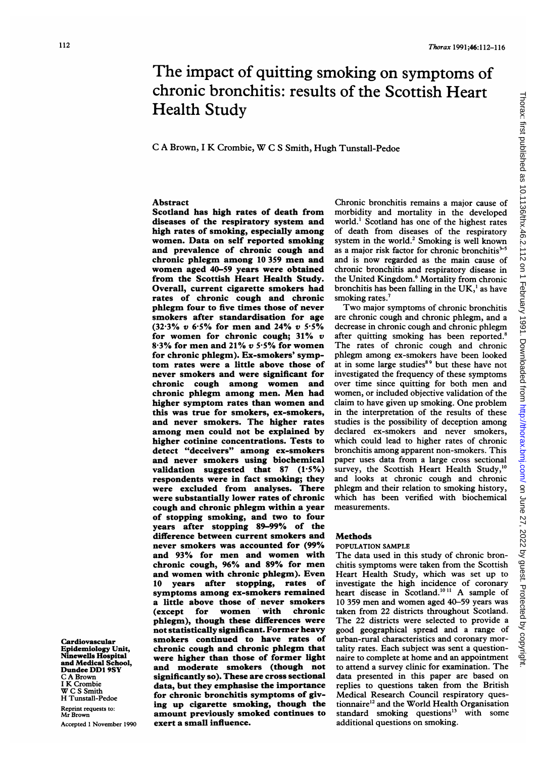# The impact of quitting smoking on symptoms of chronic bronchitis: results of the Scottish Heart Health Study

C A Brown, I K Crombie, W C S Smith, Hugh Tunstall-Pedoe

Cardiovascular Epidemiology Unit, Ninewells Hospital and Medical School, Dundee DD1 9SY
C A Brown
I K Crombie
W C S Smith
H Tunstall-Pedoe

Reprint requests to: Mr Brown

Accepted 1 November 1990

## Abstract

**Scotland has high rates of death from diseases of the respiratory system and high rates of smoking, especially among women. Data on self reported smoking and prevalence of chronic cough and chronic phlegm among 10 359 men and women aged 40–59 years were obtained from the Scottish Heart Health Study. Overall, current cigarette smokers had rates of chronic cough and chronic phlegm four to five times those of never smokers after standardisation for age (32·3% *v* 6·5% for men and 24% *v* 5·5% for women for chronic cough; 31% *v* 8·3% for men and 21% *v* 5·5% for women for chronic phlegm). Ex-smokers' symptom rates were a little above those of never smokers and were significant for chronic cough among women and chronic phlegm among men. Men had higher symptom rates than women and this was true for smokers, ex-smokers, and never smokers. The higher rates among men could not be explained by higher cotinine concentrations. Tests to detect "deceivers" among ex-smokers and never smokers using biochemical validation suggested that 87 (1·5%) respondents were in fact smoking; they were excluded from analyses. There were substantially lower rates of chronic cough and chronic phlegm within a year of stopping smoking, and two to four years after stopping 89–99% of the difference between current smokers and never smokers was accounted for (99% and 93% for men and women with chronic cough, 96% and 89% for men and women with chronic phlegm). Even 10 years after stopping, rates of symptoms among ex-smokers remained a little above those of never smokers (except for women with chronic phlegm), though these differences were not statistically significant. Former heavy smokers continued to have rates of chronic cough and chronic phlegm that were higher than those of former light and moderate smokers (though not significantly so). These are cross sectional data, but they emphasise the importance for chronic bronchitis symptoms of giving up cigarette smoking, though the amount previously smoked continues to exert a small influence.**

Chronic bronchitis remains a major cause of morbidity and mortality in the developed world.[1] Scotland has one of the highest rates of death from diseases of the respiratory system in the world.[2] Smoking is well known as a major risk factor for chronic bronchitis[3-5] and is now regarded as the main cause of chronic bronchitis and respiratory disease in the United Kingdom.[6] Mortality from chronic bronchitis has been falling in the UK,[1] as have smoking rates.[7]

Two major symptoms of chronic bronchitis are chronic cough and chronic phlegm, and a decrease in chronic cough and chronic phlegm after quitting smoking has been reported.[8] The rates of chronic cough and chronic phlegm among ex-smokers have been looked at in some large studies[8,9] but these have not investigated the frequency of these symptoms over time since quitting for both men and women, or included objective validation of the claim to have given up smoking. One problem in the interpretation of the results of these studies is the possibility of deception among declared ex-smokers and never smokers, which could lead to higher rates of chronic bronchitis among apparent non-smokers. This paper uses data from a large cross sectional survey, the Scottish Heart Health Study,[10] and looks at chronic cough and chronic phlegm and their relation to smoking history, which has been verified with biochemical measurements.

## Methods

### POPULATION SAMPLE

The data used in this study of chronic bronchitis symptoms were taken from the Scottish Heart Health Study, which was set up to investigate the high incidence of coronary heart disease in Scotland.[10,11] A sample of 10 359 men and women aged 40–59 years was taken from 22 districts throughout Scotland. The 22 districts were selected to provide a good geographical spread and a range of urban-rural characteristics and coronary mortality rates. Each subject was sent a questionnaire to complete at home and an appointment to attend a survey clinic for examination. The data presented in this paper are based on replies to questions taken from the British Medical Research Council respiratory questionnaire[12] and the World Health Organisation standard smoking questions[13] with some additional questions on smoking.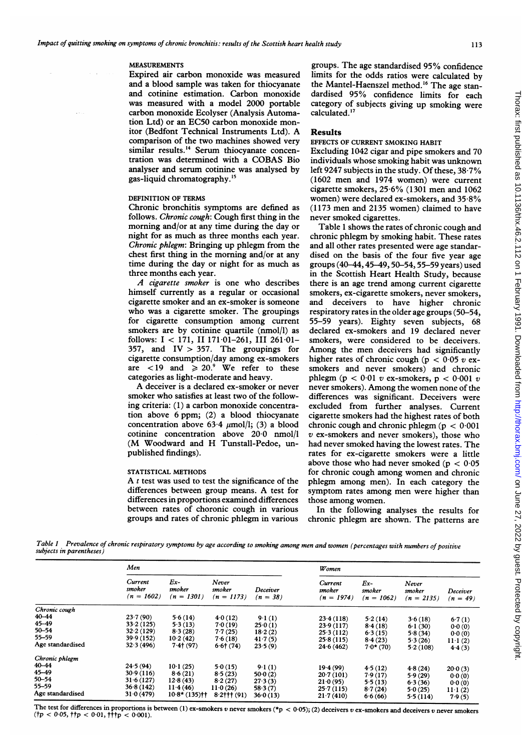## MEASUREMENTS

Expired air carbon monoxide was measured and a blood sample was taken for thiocyanate and cotinine estimation. Carbon monoxide was measured with a model 2000 portable carbon monoxide Ecolyser (Analysis Automation Ltd) or an EC50 carbon monoxide monitor (Bedfont Technical Instruments Ltd). A comparison of the two machines showed very similar results.[14] Serum thiocyanate concentration was determined with a COBAS Bio analyser and serum cotinine was analysed by gas-liquid chromatography.[15]

## DEFINITION OF TERMS

Chronic bronchitis symptoms are defined as follows. *Chronic cough*: Cough first thing in the morning and/or at any time during the day or night for as much as three months each year. *Chronic phlegm*: Bringing up phlegm from the chest first thing in the morning and/or at any time during the day or night for as much as three months each year.

*A cigarette smoker* is one who describes himself currently as a regular or occasional cigarette smoker and an ex-smoker is someone who was a cigarette smoker. The groupings for cigarette consumption among current smokers are by cotinine quartile (nmol/l) as follows: I < 171, II 171·01–261, III 261·01–357, and IV > 357. The groupings for cigarette consumption/day among ex-smokers are < 19 and ≥ 20.[9] We refer to these categories as light-moderate and heavy.

A deceiver is a declared ex-smoker or never smoker who satisfies at least two of the following criteria: (1) a carbon monoxide concentration above 6 ppm; (2) a blood thiocyanate concentration above 63·4 μmol/l; (3) a blood cotinine concentration above 20·0 nmol/l (M Woodward and H Tunstall-Pedoe, unpublished findings).

## STATISTICAL METHODS

A *t* test was used to test the significance of the differences between group means. A test for differences in proportions examined differences between rates of choronic cough in various groups and rates of chronic phlegm in various groups. The age standardised 95% confidence limits for the odds ratios were calculated by the Mantel-Haenszel method.[16] The age standardised 95% confidence limits for each category of subjects giving up smoking were calculated.[17]

## Results

### EFFECTS OF CURRENT SMOKING HABIT

Excluding 1042 cigar and pipe smokers and 70 individuals whose smoking habit was unknown left 9247 subjects in the study. Of these, 38·7% (1602 men and 1974 women) were current cigarette smokers, 25·6% (1301 men and 1062 women) were declared ex-smokers, and 35·8% (1173 men and 2135 women) claimed to have never smoked cigarettes.

Table 1 shows the rates of chronic cough and chronic phlegm by smoking habit. These rates and all other rates presented were age standardised on the basis of the four five year age groups (40–44, 45–49, 50–54, 55–59 years) used in the Scottish Heart Health Study, because there is an age trend among current cigarette smokers, ex-cigarette smokers, never smokers, and deceivers to have higher chronic respiratory rates in the older age groups (50–54, 55–59 years). Eighty seven subjects, 68 declared ex-smokers and 19 declared never smokers, were considered to be deceivers. Among the men deceivers had significantly higher rates of chronic cough ($p < 0.05$ *v* ex-smokers and never smokers) and chronic phlegm ($p < 0.01$ *v* ex-smokers, $p < 0.001$ *v* never smokers). Among the women none of the differences was significant. Deceivers were excluded from further analyses. Current cigarette smokers had the highest rates of both chronic cough and chronic phlegm ($p < 0.001$ *v* ex-smokers and never smokers), those who had never smoked having the lowest rates. The rates for ex-cigarette smokers were a little above those who had never smoked ($p < 0.05$ for chronic cough among women and chronic phlegm among men). In each category the symptom rates among men were higher than those among women.

In the following analyses the results for chronic phlegm are shown. The patterns are

*Table 1 Prevalence of chronic respiratory symptoms by age according to smoking among men and women (percentages with numbers of positive subjects in parentheses)*

| | Men | | | | Women | | | |
|---|---|---|---|---|---|---|---|---|
| | Current smoker (n = 1602) | Ex-smoker (n = 1301) | Never smoker (n = 1173) | Deceiver (n = 38) | Current smoker (n = 1974) | Ex-smoker (n = 1062) | Never smoker (n = 2135) | Deceiver (n = 49) |
| *Chronic cough* | | | | | | | | |
| 40–44 | 23·7 (90) | 5·6 (14) | 4·0 (12) | 9·1 (1) | 23·4 (118) | 5·2 (14) | 3·6 (18) | 6·7 (1) |
| 45–49 | 33·2 (125) | 5·3 (13) | 7·0 (19) | 25·0 (1) | 23·9 (117) | 8·4 (18) | 6·1 (30) | 0·0 (0) |
| 50–54 | 32·2 (129) | 8·3 (28) | 7·7 (25) | 18·2 (2) | 25·3 (112) | 6·3 (15) | 5·8 (34) | 0·0 (0) |
| 55–59 | 39·9 (152) | 10·2 (42) | 7·6 (18) | 41·7 (5) | 25·8 (115) | 8·4 (23) | 5·3 (26) | 11·1 (2) |
| Age standardised | 32·3 (496) | 7·4† (97) | 6·6† (74) | 23·5 (9) | 24·6 (462) | 7·0* (70) | 5·2 (108) | 4·4 (3) |
| *Chronic phlegm* | | | | | | | | |
| 40–44 | 24·5 (94) | 10·1 (25) | 5·0 (15) | 9·1 (1) | 19·4 (99) | 4·5 (12) | 4·8 (24) | 20·0 (3) |
| 45–49 | 30·9 (116) | 8·6 (21) | 8·5 (23) | 50·0 (2) | 20·7 (101) | 7·9 (17) | 5·9 (29) | 0·0 (0) |
| 50–54 | 31·6 (127) | 12·8 (43) | 8·2 (27) | 27·3 (3) | 21·0 (95) | 5·5 (13) | 6·3 (36) | 0·0 (0) |
| 55–59 | 36·8 (142) | 11·4 (46) | 11·0 (26) | 58·3 (7) | 25·7 (115) | 8·7 (24) | 5·0 (25) | 11·1 (2) |
| Age standardised | 31·0 (479) | 10·8* (135)†† | 8·2††† (91) | 36·0 (13) | 21·7 (410) | 6·6 (66) | 5·5 (114) | 7·9 (5) |

The test for differences in proportions is between (1) ex-smokers *v* never smokers (*$p < 0.05$); (2) deceivers *v* ex-smokers and deceivers *v* never smokers (†$p < 0.05$, ††$p < 0.01$, †††$p < 0.001$).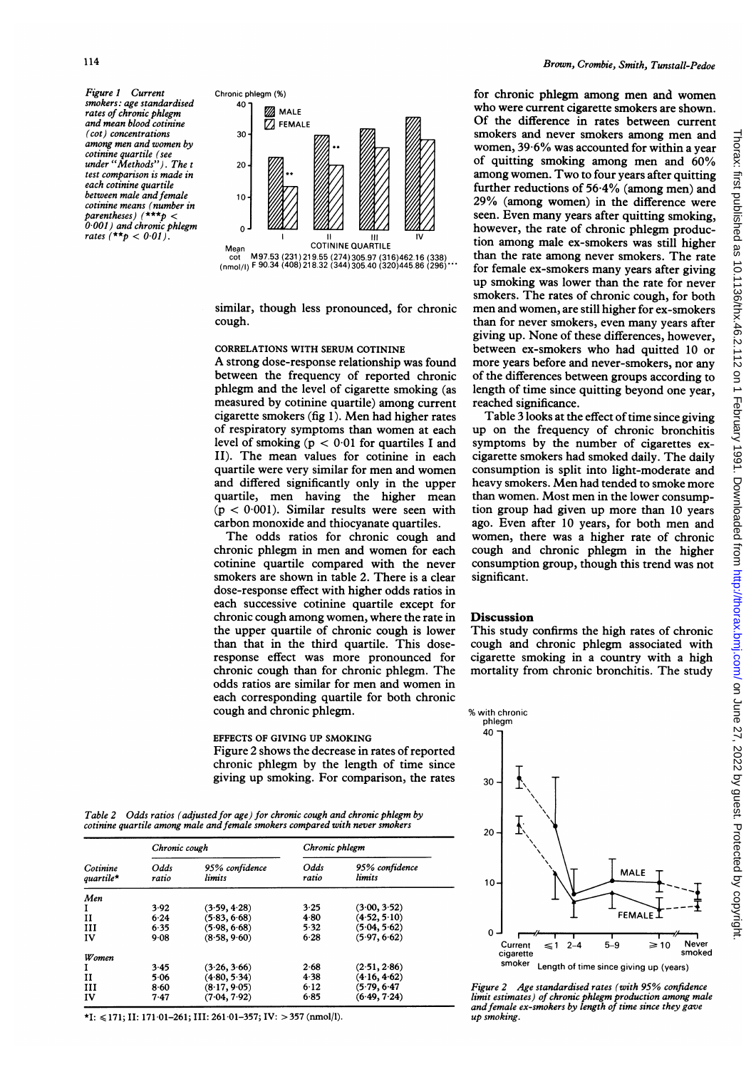*Figure 1 Current smokers: age standardised rates of chronic phlegm and mean blood cotinine (cot) concentrations among men and women by cotinine quartile (see under "Methods"). The t test comparison is made in each cotinine quartile between male and female cotinine means (number in parentheses) (\*\*\*$p < 0.001$) and chronic phlegm rates (\*\*$p < 0.01$).*

Mean cot (nmol/l): M 97.53 (231) 219.55 (274) 305.97 (316) 462.16 (338); F 90.34 (408) 218.32 (344) 305.40 (320) 445.86 (296)\*\*\*

similar, though less pronounced, for chronic cough.

### CORRELATIONS WITH SERUM COTININE

A strong dose-response relationship was found between the frequency of reported chronic phlegm and the level of cigarette smoking (as measured by cotinine quartile) among current cigarette smokers (fig 1). Men had higher rates of respiratory symptoms than women at each level of smoking ($p < 0.01$ for quartiles I and II). The mean values for cotinine in each quartile were very similar for men and women and differed significantly only in the upper quartile, men having the higher mean ($p < 0.001$). Similar results were seen with carbon monoxide and thiocyanate quartiles.

The odds ratios for chronic cough and chronic phlegm in men and women for each cotinine quartile compared with the never smokers are shown in table 2. There is a clear dose-response effect with higher odds ratios in each successive cotinine quartile except for chronic cough among women, where the rate in the upper quartile of chronic cough is lower than that in the third quartile. This dose-response effect was more pronounced for chronic cough than for chronic phlegm. The odds ratios are similar for men and women in each corresponding quartile for both chronic cough and chronic phlegm.

### EFFECTS OF GIVING UP SMOKING

Figure 2 shows the decrease in rates of reported chronic phlegm by the length of time since giving up smoking. For comparison, the rates for chronic phlegm among men and women who were current cigarette smokers are shown. Of the difference in rates between current smokers and never smokers among men and women, 39·6% was accounted for within a year of quitting smoking among men and 60% among women. Two to four years after quitting further reductions of 56·4% (among men) and 29% (among women) in the difference were seen. Even many years after quitting smoking, however, the rate of chronic phlegm production among male ex-smokers was still higher than the rate among never smokers. The rate for female ex-smokers many years after giving up smoking was lower than the rate for never smokers. The rates of chronic cough, for both men and women, are still higher for ex-smokers than for never smokers, even many years after giving up. None of these differences, however, between ex-smokers who had quitted 10 or more years before and never-smokers, nor any of the differences between groups according to length of time since quitting beyond one year, reached significance.

Table 3 looks at the effect of time since giving up on the frequency of chronic bronchitis symptoms by the number of cigarettes ex-cigarette smokers had smoked daily. The daily consumption is split into light-moderate and heavy smokers. Men had tended to smoke more than women. Most men in the lower consumption group had given up more than 10 years ago. Even after 10 years, for both men and women, there was a higher rate of chronic cough and chronic phlegm in the higher consumption group, though this trend was not significant.

*Table 2 Odds ratios (adjusted for age) for chronic cough and chronic phlegm by cotinine quartile among male and female smokers compared with never smokers*

| Cotinine quartile* | Chronic cough | | Chronic phlegm | |
|---|---|---|---|---|
| | Odds ratio | 95% confidence limits | Odds ratio | 95% confidence limits |
| *Men* | | | | |
| I | 3·92 | (3·59, 4·28) | 3·25 | (3·00, 3·52) |
| II | 6·24 | (5·83, 6·68) | 4·80 | (4·52, 5·10) |
| III | 6·35 | (5·98, 6·68) | 5·32 | (5·04, 5·62) |
| IV | 9·08 | (8·58, 9·60) | 6·28 | (5·97, 6·62) |
| *Women* | | | | |
| I | 3·45 | (3·26, 3·66) | 2·68 | (2·51, 2·86) |
| II | 5·06 | (4·80, 5·34) | 4·38 | (4·16, 4·62) |
| III | 8·60 | (8·17, 9·05) | 6·12 | (5·79, 6·47) |
| IV | 7·47 | (7·04, 7·92) | 6·85 | (6·49, 7·24) |

\*I: ≤171; II: 171·01–261; III: 261·01–357; IV: >357 (nmol/l).

## Discussion

This study confirms the high rates of chronic cough and chronic phlegm associated with cigarette smoking in a country with a high mortality from chronic bronchitis. The study

*Figure 2 Age standardised rates (with 95% confidence limit estimates) of chronic phlegm production among male and female ex-smokers by length of time since they gave up smoking.*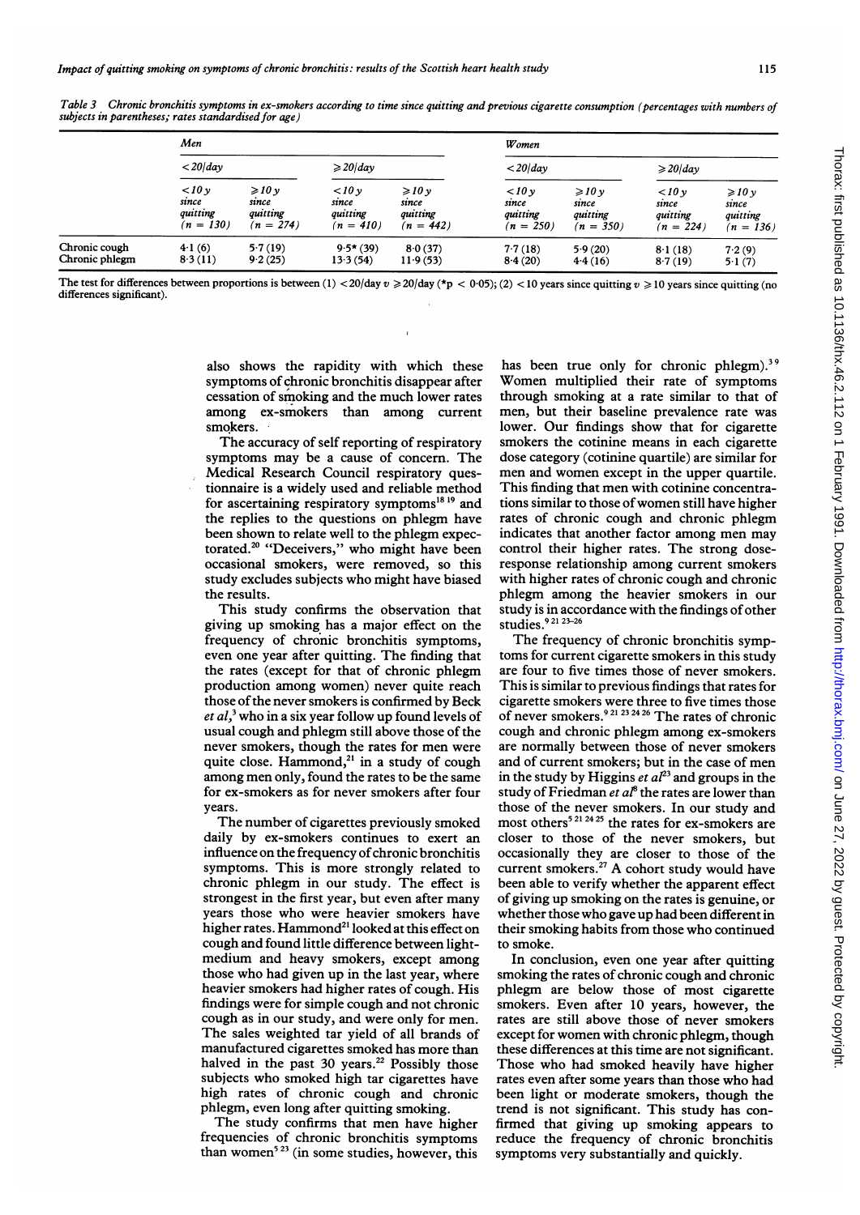*Table 3 Chronic bronchitis symptoms in ex-smokers according to time since quitting and previous cigarette consumption (percentages with numbers of subjects in parentheses; rates standardised for age)*

| | Men | | | | Women | | | |
|---|---|---|---|---|---|---|---|---|
| | <20/day | | ≥20/day | | <20/day | | ≥20/day | |
| | <10 y since quitting (n = 130) | ≥10 y since quitting (n = 274) | <10 y since quitting (n = 410) | ≥10 y since quitting (n = 442) | <10 y since quitting (n = 250) | ≥10 y since quitting (n = 350) | <10 y since quitting (n = 224) | ≥10 y since quitting (n = 136) |
| Chronic cough | 4·1 (6) | 5·7 (19) | 9·5* (39) | 8·0 (37) | 7·7 (18) | 5·9 (20) | 8·1 (18) | 7·2 (9) |
| Chronic phlegm | 8·3 (11) | 9·2 (25) | 13·3 (54) | 11·9 (53) | 8·4 (20) | 4·4 (16) | 8·7 (19) | 5·1 (7) |

The test for differences between proportions is between (1) <20/day v ≥20/day (\*$p < 0·05$); (2) <10 years since quitting v ≥10 years since quitting (no differences significant).

also shows the rapidity with which these symptoms of chronic bronchitis disappear after cessation of smoking and the much lower rates among ex-smokers than among current smokers.

The accuracy of self reporting of respiratory symptoms may be a cause of concern. The Medical Research Council respiratory questionnaire is a widely used and reliable method for ascertaining respiratory symptoms[18 19] and the replies to the questions on phlegm have been shown to relate well to the phlegm expectorated.[20] "Deceivers," who might have been occasional smokers, were removed, so this study excludes subjects who might have biased the results.

This study confirms the observation that giving up smoking has a major effect on the frequency of chronic bronchitis symptoms, even one year after quitting. The finding that the rates (except for that of chronic phlegm production among women) never quite reach those of the never smokers is confirmed by Beck *et al*,[3] who in a six year follow up found levels of usual cough and phlegm still above those of the never smokers, though the rates for men were quite close. Hammond,[21] in a study of cough among men only, found the rates to be the same for ex-smokers as for never smokers after four years.

The number of cigarettes previously smoked daily by ex-smokers continues to exert an influence on the frequency of chronic bronchitis symptoms. This is more strongly related to chronic phlegm in our study. The effect is strongest in the first year, but even after many years those who were heavier smokers have higher rates. Hammond[21] looked at this effect on cough and found little difference between light-medium and heavy smokers, except among those who had given up in the last year, where heavier smokers had higher rates of cough. His findings were for simple cough and not chronic cough as in our study, and were only for men. The sales weighted tar yield of all brands of manufactured cigarettes smoked has more than halved in the past 30 years.[22] Possibly those subjects who smoked high tar cigarettes have high rates of chronic cough and chronic phlegm, even long after quitting smoking.

The study confirms that men have higher frequencies of chronic bronchitis symptoms than women[5 23] (in some studies, however, this has been true only for chronic phlegm).[3 9] Women multiplied their rate of symptoms through smoking at a rate similar to that of men, but their baseline prevalence rate was lower. Our findings show that for cigarette smokers the cotinine means in each cigarette dose category (cotinine quartile) are similar for men and women except in the upper quartile. This finding that men with cotinine concentrations similar to those of women still have higher rates of chronic cough and chronic phlegm indicates that another factor among men may control their higher rates. The strong dose-response relationship among current smokers with higher rates of chronic cough and chronic phlegm among the heavier smokers in our study is in accordance with the findings of other studies.[9 21 23–26]

The frequency of chronic bronchitis symptoms for current cigarette smokers in this study are four to five times those of never smokers. This is similar to previous findings that rates for cigarette smokers were three to five times those of never smokers.[9 21 23 24 26] The rates of chronic cough and chronic phlegm among ex-smokers are normally between those of never smokers and of current smokers; but in the case of men in the study by Higgins *et al*[23] and groups in the study of Friedman *et al*[8] the rates are lower than those of the never smokers. In our study and most others[5 21 24 25] the rates for ex-smokers are closer to those of the never smokers, but occasionally they are closer to those of the current smokers.[27] A cohort study would have been able to verify whether the apparent effect of giving up smoking on the rates is genuine, or whether those who gave up had been different in their smoking habits from those who continued to smoke.

In conclusion, even one year after quitting smoking the rates of chronic cough and chronic phlegm are below those of most cigarette smokers. Even after 10 years, however, the rates are still above those of never smokers except for women with chronic phlegm, though these differences at this time are not significant. Those who had smoked heavily have higher rates even after some years than those who had been light or moderate smokers, though the trend is not significant. This study has confirmed that giving up smoking appears to reduce the frequency of chronic bronchitis symptoms very substantially and quickly.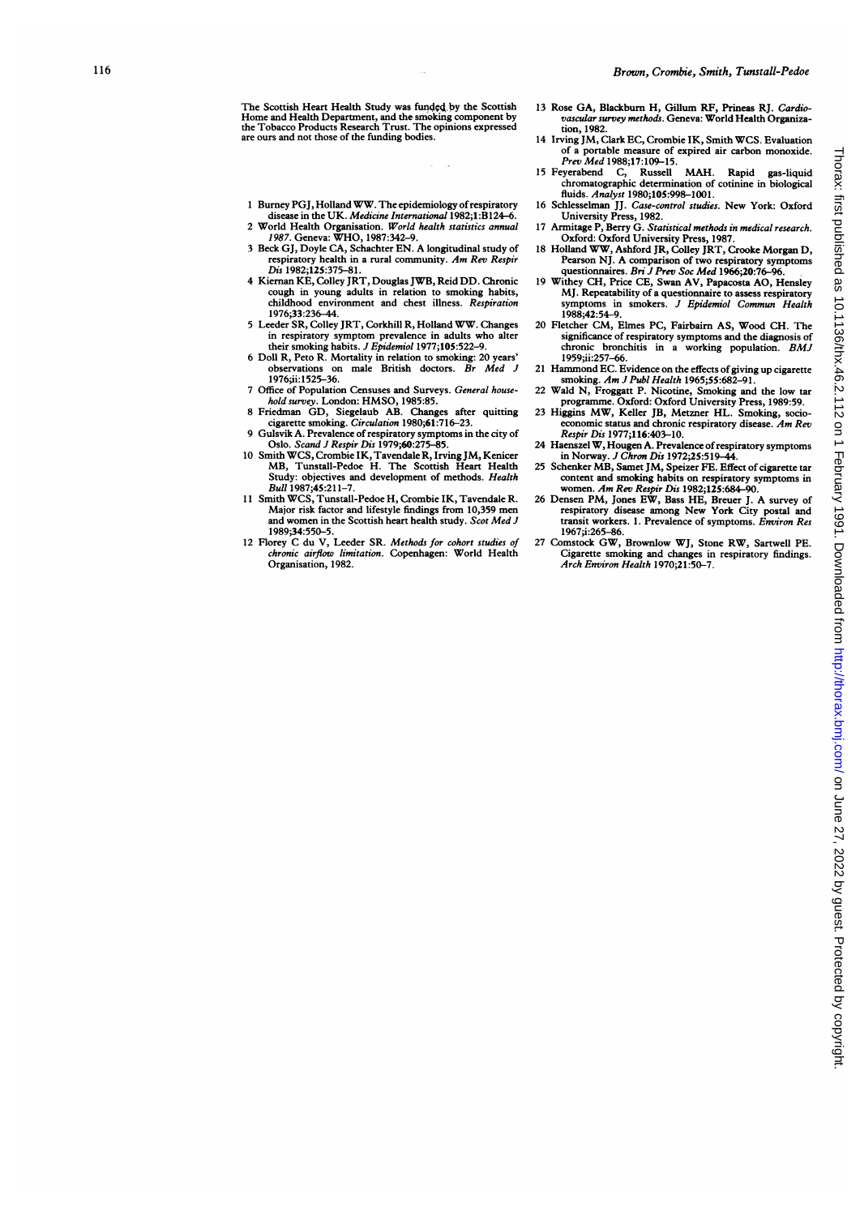The Scottish Heart Health Study was funded by the Scottish Home and Health Department, and the smoking component by the Tobacco Products Research Trust. The opinions expressed are ours and not those of the funding bodies.

1. Burney PGJ, Holland WW. The epidemiology of respiratory disease in the UK. *Medicine International* 1982;1:B124–6.
2. World Health Organisation. *World health statistics annual 1987*. Geneva: WHO, 1987:342–9.
3. Beck GJ, Doyle CA, Schachter EN. A longitudinal study of respiratory health in a rural community. *Am Rev Respir Dis* 1982;**125**:375–81.
4. Kiernan KE, Colley JRT, Douglas JWB, Reid DD. Chronic cough in young adults in relation to smoking habits, childhood environment and chest illness. *Respiration* 1976;**33**:236–44.
5. Leeder SR, Colley JRT, Corkhill R, Holland WW. Changes in respiratory symptom prevalence in adults who alter their smoking habits. *J Epidemiol* 1977;**105**:522–9.
6. Doll R, Peto R. Mortality in relation to smoking: 20 years' observations on male British doctors. *Br Med J* 1976;ii:1525–36.
7. Office of Population Censuses and Surveys. *General household survey*. London: HMSO, 1985:85.
8. Friedman GD, Siegelaub AB. Changes after quitting cigarette smoking. *Circulation* 1980;**61**:716–23.
9. Gulsvik A. Prevalence of respiratory symptoms in the city of Oslo. *Scand J Respir Dis* 1979;**60**:275–85.
10. Smith WCS, Crombie IK, Tavendale R, Irving JM, Kenicer MB, Tunstall-Pedoe H. The Scottish Heart Health Study: objectives and development of methods. *Health Bull* 1987;**45**:211–7.
11. Smith WCS, Tunstall-Pedoe H, Crombie IK, Tavendale R. Major risk factor and lifestyle findings from 10,359 men and women in the Scottish heart health study. *Scot Med J* 1989;**34**:550–5.
12. Florey C du V, Leeder SR. *Methods for cohort studies of chronic airflow limitation*. Copenhagen: World Health Organisation, 1982.
13. Rose GA, Blackburn H, Gillum RF, Prineas RJ. *Cardiovascular survey methods*. Geneva: World Health Organization, 1982.
14. Irving JM, Clark EC, Crombie IK, Smith WCS. Evaluation of a portable measure of expired air carbon monoxide. *Prev Med* 1988;**17**:109–15.
15. Feyerabend C, Russell MAH. Rapid gas-liquid chromatographic determination of cotinine in biological fluids. *Analyst* 1980;**105**:998–1001.
16. Schlesselman JJ. *Case-control studies*. New York: Oxford University Press, 1982.
17. Armitage P, Berry G. *Statistical methods in medical research*. Oxford: Oxford University Press, 1987.
18. Holland WW, Ashford JR, Colley JRT, Crooke Morgan D, Pearson NJ. A comparison of two respiratory symptoms questionnaires. *Bri J Prev Soc Med* 1966;**20**:76–96.
19. Withey CH, Price CE, Swan AV, Papacosta AO, Hensley MJ. Repeatability of a questionnaire to assess respiratory symptoms in smokers. *J Epidemiol Commun Health* 1988;**42**:54–9.
20. Fletcher CM, Elmes PC, Fairbairn AS, Wood CH. The significance of respiratory symptoms and the diagnosis of chronic bronchitis in a working population. *BMJ* 1959;ii:257–66.
21. Hammond EC. Evidence on the effects of giving up cigarette smoking. *Am J Publ Health* 1965;**55**:682–91.
22. Wald N, Froggatt P. Nicotine, Smoking and the low tar programme. Oxford: Oxford University Press, 1989:59.
23. Higgins MW, Keller JB, Metzner HL. Smoking, socioeconomic status and chronic respiratory disease. *Am Rev Respir Dis* 1977;**116**:403–10.
24. Haenszel W, Hougen A. Prevalence of respiratory symptoms in Norway. *J Chron Dis* 1972;**25**:519–44.
25. Schenker MB, Samet JM, Speizer FE. Effect of cigarette tar content and smoking habits on respiratory symptoms in women. *Am Rev Respir Dis* 1982;**125**:684–90.
26. Densen PM, Jones EW, Bass HE, Breuer J. A survey of respiratory disease among New York City postal and transit workers. 1. Prevalence of symptoms. *Environ Res* 1967;i:265–86.
27. Comstock GW, Brownlow WJ, Stone RW, Sartwell PE. Cigarette smoking and changes in respiratory findings. *Arch Environ Health* 1970;**21**:50–7.